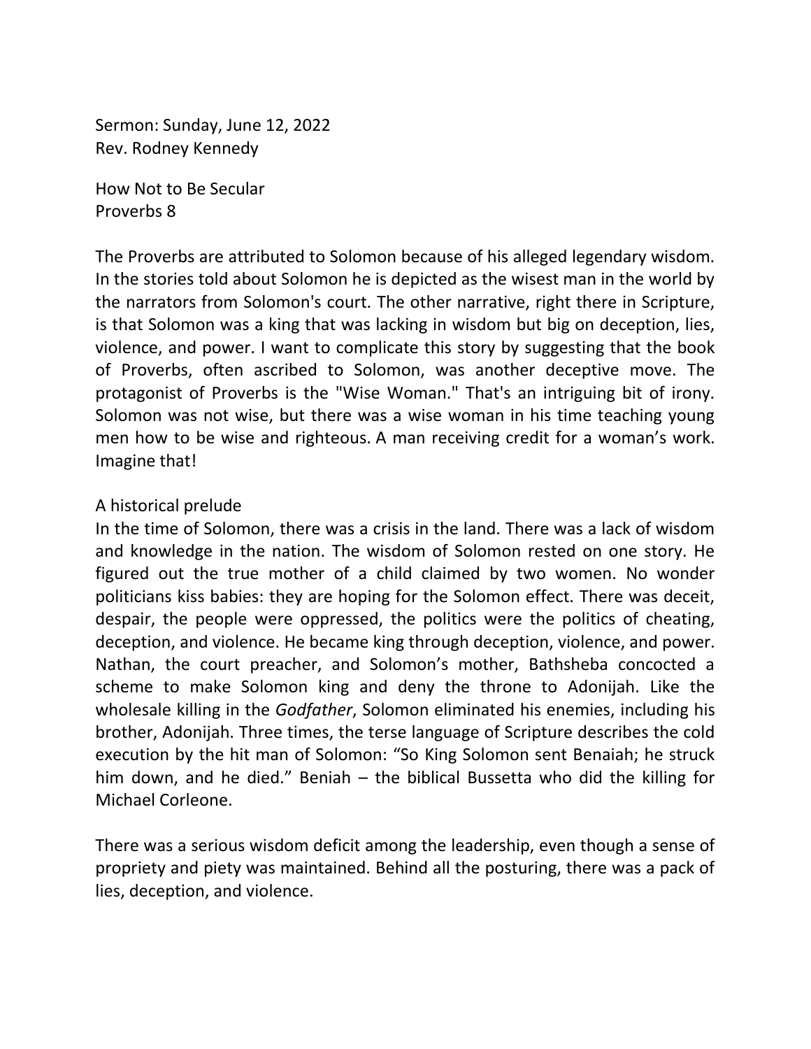Sermon: Sunday, June 12, 2022
Rev. Rodney Kennedy

# How Not to Be Secular
Proverbs 8

The Proverbs are attributed to Solomon because of his alleged legendary wisdom. In the stories told about Solomon he is depicted as the wisest man in the world by the narrators from Solomon's court. The other narrative, right there in Scripture, is that Solomon was a king that was lacking in wisdom but big on deception, lies, violence, and power. I want to complicate this story by suggesting that the book of Proverbs, often ascribed to Solomon, was another deceptive move. The protagonist of Proverbs is the "Wise Woman." That's an intriguing bit of irony. Solomon was not wise, but there was a wise woman in his time teaching young men how to be wise and righteous. A man receiving credit for a woman's work. Imagine that!

## A historical prelude

In the time of Solomon, there was a crisis in the land. There was a lack of wisdom and knowledge in the nation. The wisdom of Solomon rested on one story. He figured out the true mother of a child claimed by two women. No wonder politicians kiss babies: they are hoping for the Solomon effect. There was deceit, despair, the people were oppressed, the politics were the politics of cheating, deception, and violence. He became king through deception, violence, and power. Nathan, the court preacher, and Solomon's mother, Bathsheba concocted a scheme to make Solomon king and deny the throne to Adonijah. Like the wholesale killing in the *Godfather*, Solomon eliminated his enemies, including his brother, Adonijah. Three times, the terse language of Scripture describes the cold execution by the hit man of Solomon: "So King Solomon sent Benaiah; he struck him down, and he died." Beniah – the biblical Bussetta who did the killing for Michael Corleone.

There was a serious wisdom deficit among the leadership, even though a sense of propriety and piety was maintained. Behind all the posturing, there was a pack of lies, deception, and violence.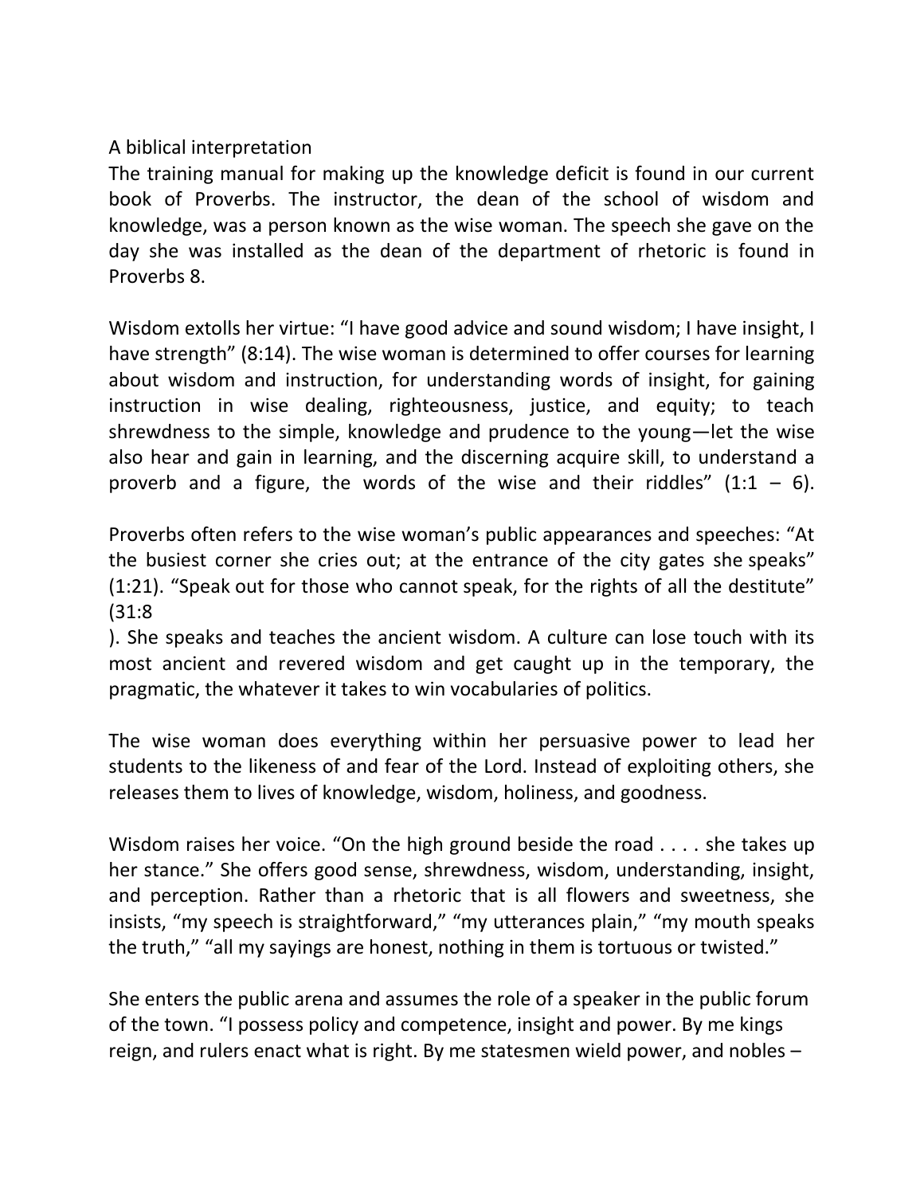A biblical interpretation

The training manual for making up the knowledge deficit is found in our current book of Proverbs. The instructor, the dean of the school of wisdom and knowledge, was a person known as the wise woman. The speech she gave on the day she was installed as the dean of the department of rhetoric is found in Proverbs 8.

Wisdom extolls her virtue: "I have good advice and sound wisdom; I have insight, I have strength" (8:14). The wise woman is determined to offer courses for learning about wisdom and instruction, for understanding words of insight, for gaining instruction in wise dealing, righteousness, justice, and equity; to teach shrewdness to the simple, knowledge and prudence to the young—let the wise also hear and gain in learning, and the discerning acquire skill, to understand a proverb and a figure, the words of the wise and their riddles" (1:1 – 6).

Proverbs often refers to the wise woman's public appearances and speeches: "At the busiest corner she cries out; at the entrance of the city gates she speaks" (1:21). "Speak out for those who cannot speak, for the rights of all the destitute" (31:8). She speaks and teaches the ancient wisdom. A culture can lose touch with its most ancient and revered wisdom and get caught up in the temporary, the pragmatic, the whatever it takes to win vocabularies of politics.

The wise woman does everything within her persuasive power to lead her students to the likeness of and fear of the Lord. Instead of exploiting others, she releases them to lives of knowledge, wisdom, holiness, and goodness.

Wisdom raises her voice. "On the high ground beside the road . . . . she takes up her stance." She offers good sense, shrewdness, wisdom, understanding, insight, and perception. Rather than a rhetoric that is all flowers and sweetness, she insists, "my speech is straightforward," "my utterances plain," "my mouth speaks the truth," "all my sayings are honest, nothing in them is tortuous or twisted."

She enters the public arena and assumes the role of a speaker in the public forum of the town. "I possess policy and competence, insight and power. By me kings reign, and rulers enact what is right. By me statesmen wield power, and nobles –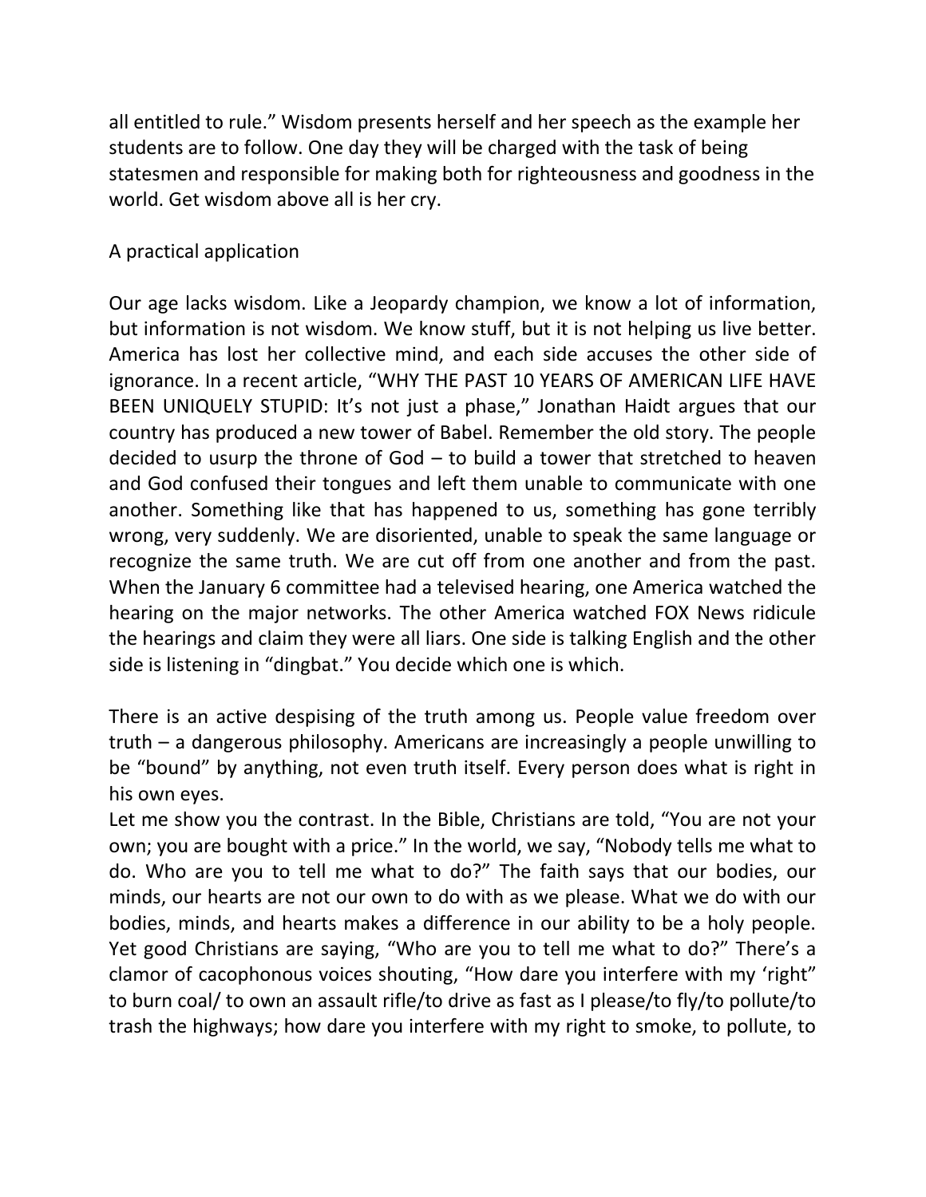all entitled to rule." Wisdom presents herself and her speech as the example her students are to follow. One day they will be charged with the task of being statesmen and responsible for making both for righteousness and goodness in the world. Get wisdom above all is her cry.

## A practical application

Our age lacks wisdom. Like a Jeopardy champion, we know a lot of information, but information is not wisdom. We know stuff, but it is not helping us live better. America has lost her collective mind, and each side accuses the other side of ignorance. In a recent article, "WHY THE PAST 10 YEARS OF AMERICAN LIFE HAVE BEEN UNIQUELY STUPID: It's not just a phase," Jonathan Haidt argues that our country has produced a new tower of Babel. Remember the old story. The people decided to usurp the throne of God – to build a tower that stretched to heaven and God confused their tongues and left them unable to communicate with one another. Something like that has happened to us, something has gone terribly wrong, very suddenly. We are disoriented, unable to speak the same language or recognize the same truth. We are cut off from one another and from the past. When the January 6 committee had a televised hearing, one America watched the hearing on the major networks. The other America watched FOX News ridicule the hearings and claim they were all liars. One side is talking English and the other side is listening in "dingbat." You decide which one is which.

There is an active despising of the truth among us. People value freedom over truth – a dangerous philosophy. Americans are increasingly a people unwilling to be "bound" by anything, not even truth itself. Every person does what is right in his own eyes.

Let me show you the contrast. In the Bible, Christians are told, "You are not your own; you are bought with a price." In the world, we say, "Nobody tells me what to do. Who are you to tell me what to do?" The faith says that our bodies, our minds, our hearts are not our own to do with as we please. What we do with our bodies, minds, and hearts makes a difference in our ability to be a holy people. Yet good Christians are saying, "Who are you to tell me what to do?" There's a clamor of cacophonous voices shouting, "How dare you interfere with my 'right" to burn coal/ to own an assault rifle/to drive as fast as I please/to fly/to pollute/to trash the highways; how dare you interfere with my right to smoke, to pollute, to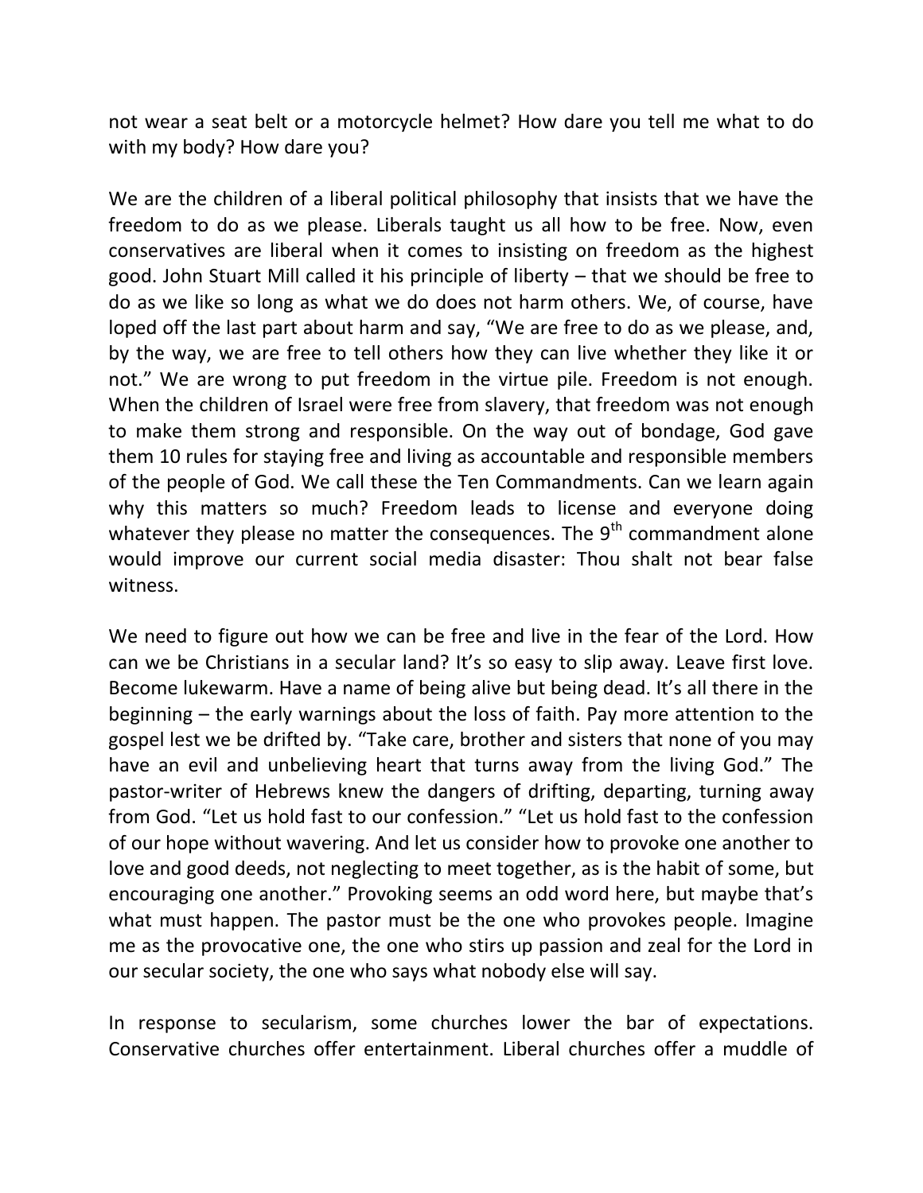not wear a seat belt or a motorcycle helmet? How dare you tell me what to do with my body? How dare you?

We are the children of a liberal political philosophy that insists that we have the freedom to do as we please. Liberals taught us all how to be free. Now, even conservatives are liberal when it comes to insisting on freedom as the highest good. John Stuart Mill called it his principle of liberty – that we should be free to do as we like so long as what we do does not harm others. We, of course, have loped off the last part about harm and say, "We are free to do as we please, and, by the way, we are free to tell others how they can live whether they like it or not." We are wrong to put freedom in the virtue pile. Freedom is not enough. When the children of Israel were free from slavery, that freedom was not enough to make them strong and responsible. On the way out of bondage, God gave them 10 rules for staying free and living as accountable and responsible members of the people of God. We call these the Ten Commandments. Can we learn again why this matters so much? Freedom leads to license and everyone doing whatever they please no matter the consequences. The 9th commandment alone would improve our current social media disaster: Thou shalt not bear false witness.

We need to figure out how we can be free and live in the fear of the Lord. How can we be Christians in a secular land? It's so easy to slip away. Leave first love. Become lukewarm. Have a name of being alive but being dead. It's all there in the beginning – the early warnings about the loss of faith. Pay more attention to the gospel lest we be drifted by. "Take care, brother and sisters that none of you may have an evil and unbelieving heart that turns away from the living God." The pastor-writer of Hebrews knew the dangers of drifting, departing, turning away from God. "Let us hold fast to our confession." "Let us hold fast to the confession of our hope without wavering. And let us consider how to provoke one another to love and good deeds, not neglecting to meet together, as is the habit of some, but encouraging one another." Provoking seems an odd word here, but maybe that's what must happen. The pastor must be the one who provokes people. Imagine me as the provocative one, the one who stirs up passion and zeal for the Lord in our secular society, the one who says what nobody else will say.

In response to secularism, some churches lower the bar of expectations. Conservative churches offer entertainment. Liberal churches offer a muddle of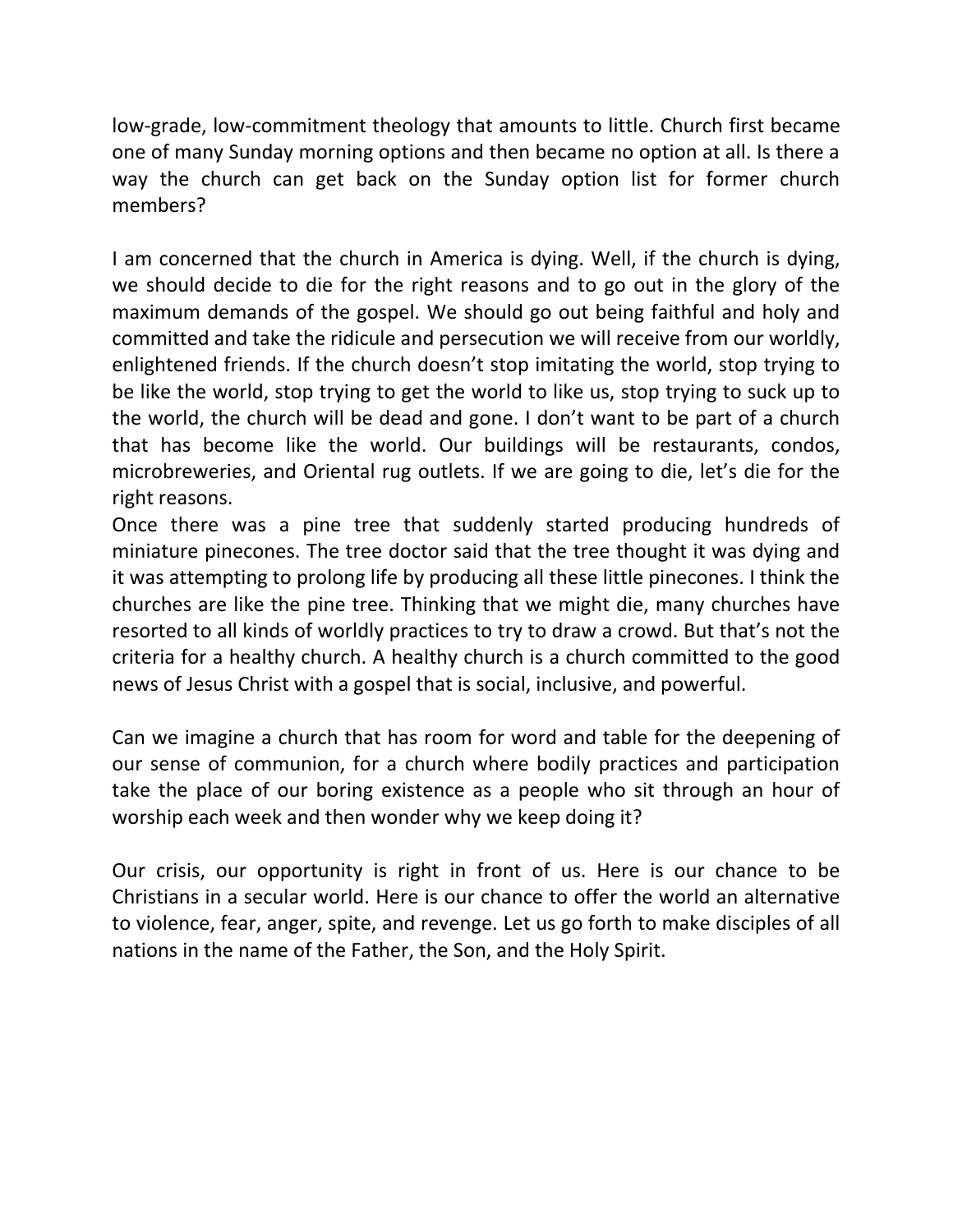low-grade, low-commitment theology that amounts to little. Church first became one of many Sunday morning options and then became no option at all. Is there a way the church can get back on the Sunday option list for former church members?

I am concerned that the church in America is dying. Well, if the church is dying, we should decide to die for the right reasons and to go out in the glory of the maximum demands of the gospel. We should go out being faithful and holy and committed and take the ridicule and persecution we will receive from our worldly, enlightened friends. If the church doesn't stop imitating the world, stop trying to be like the world, stop trying to get the world to like us, stop trying to suck up to the world, the church will be dead and gone. I don't want to be part of a church that has become like the world. Our buildings will be restaurants, condos, microbreweries, and Oriental rug outlets. If we are going to die, let's die for the right reasons.

Once there was a pine tree that suddenly started producing hundreds of miniature pinecones. The tree doctor said that the tree thought it was dying and it was attempting to prolong life by producing all these little pinecones. I think the churches are like the pine tree. Thinking that we might die, many churches have resorted to all kinds of worldly practices to try to draw a crowd. But that's not the criteria for a healthy church. A healthy church is a church committed to the good news of Jesus Christ with a gospel that is social, inclusive, and powerful.

Can we imagine a church that has room for word and table for the deepening of our sense of communion, for a church where bodily practices and participation take the place of our boring existence as a people who sit through an hour of worship each week and then wonder why we keep doing it?

Our crisis, our opportunity is right in front of us. Here is our chance to be Christians in a secular world. Here is our chance to offer the world an alternative to violence, fear, anger, spite, and revenge. Let us go forth to make disciples of all nations in the name of the Father, the Son, and the Holy Spirit.